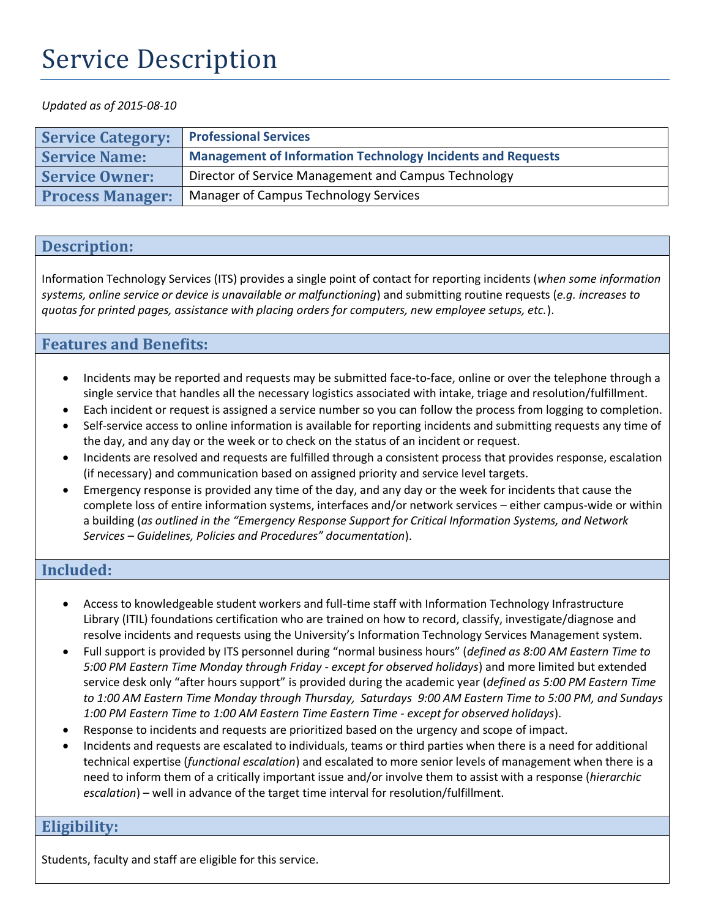# Service Description

*Updated as of 2015-08-10*

| Service Category: | **Professional Services** |
|---|---|
| Service Name: | **Management of Information Technology Incidents and Requests** |
| Service Owner: | Director of Service Management and Campus Technology |
| Process Manager: | Manager of Campus Technology Services |

## Description:

Information Technology Services (ITS) provides a single point of contact for reporting incidents (*when some information systems, online service or device is unavailable or malfunctioning*) and submitting routine requests (*e.g. increases to quotas for printed pages, assistance with placing orders for computers, new employee setups, etc.*).

## Features and Benefits:

- Incidents may be reported and requests may be submitted face-to-face, online or over the telephone through a single service that handles all the necessary logistics associated with intake, triage and resolution/fulfillment.
- Each incident or request is assigned a service number so you can follow the process from logging to completion.
- Self-service access to online information is available for reporting incidents and submitting requests any time of the day, and any day or the week or to check on the status of an incident or request.
- Incidents are resolved and requests are fulfilled through a consistent process that provides response, escalation (if necessary) and communication based on assigned priority and service level targets.
- Emergency response is provided any time of the day, and any day or the week for incidents that cause the complete loss of entire information systems, interfaces and/or network services – either campus-wide or within a building (*as outlined in the "Emergency Response Support for Critical Information Systems, and Network Services – Guidelines, Policies and Procedures" documentation*).

## Included:

- Access to knowledgeable student workers and full-time staff with Information Technology Infrastructure Library (ITIL) foundations certification who are trained on how to record, classify, investigate/diagnose and resolve incidents and requests using the University's Information Technology Services Management system.
- Full support is provided by ITS personnel during "normal business hours" (*defined as 8:00 AM Eastern Time to 5:00 PM Eastern Time Monday through Friday - except for observed holidays*) and more limited but extended service desk only "after hours support" is provided during the academic year (*defined as 5:00 PM Eastern Time to 1:00 AM Eastern Time Monday through Thursday, Saturdays 9:00 AM Eastern Time to 5:00 PM, and Sundays 1:00 PM Eastern Time to 1:00 AM Eastern Time Eastern Time - except for observed holidays*).
- Response to incidents and requests are prioritized based on the urgency and scope of impact.
- Incidents and requests are escalated to individuals, teams or third parties when there is a need for additional technical expertise (*functional escalation*) and escalated to more senior levels of management when there is a need to inform them of a critically important issue and/or involve them to assist with a response (*hierarchic escalation*) – well in advance of the target time interval for resolution/fulfillment.

## Eligibility:

Students, faculty and staff are eligible for this service.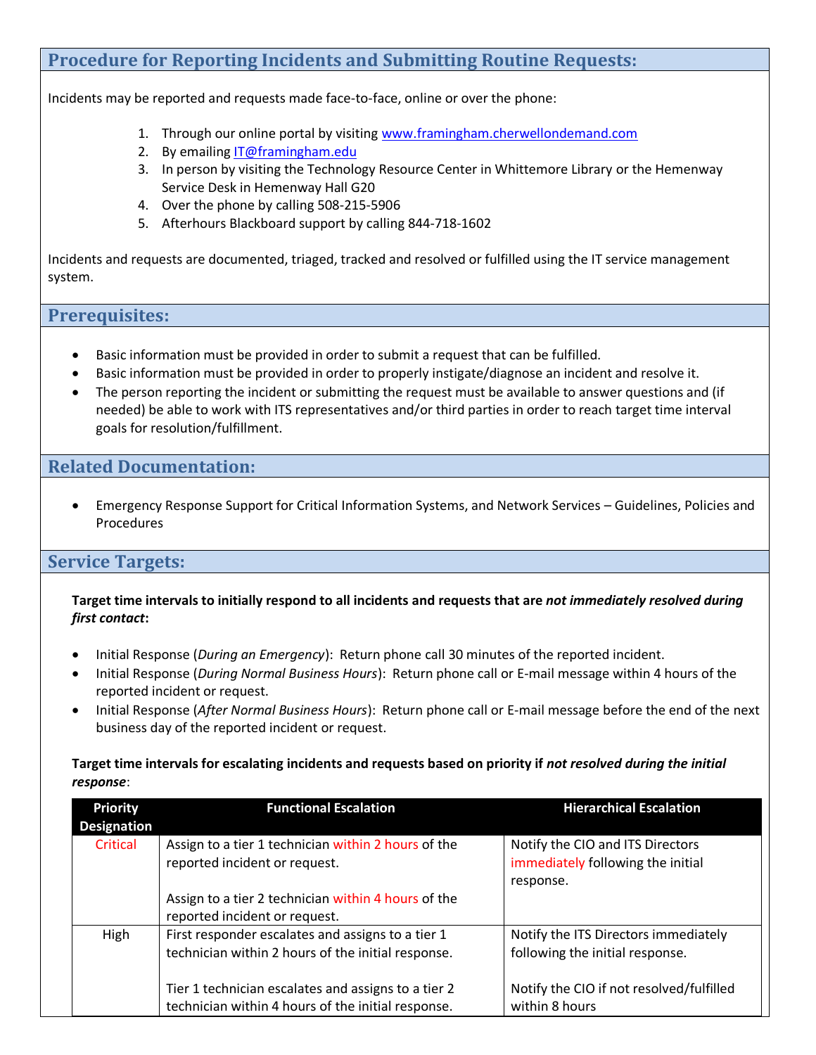## Procedure for Reporting Incidents and Submitting Routine Requests:

Incidents may be reported and requests made face-to-face, online or over the phone:

1. Through our online portal by visiting www.framingham.cherwellondemand.com
2. By emailing IT@framingham.edu
3. In person by visiting the Technology Resource Center in Whittemore Library or the Hemenway Service Desk in Hemenway Hall G20
4. Over the phone by calling 508-215-5906
5. Afterhours Blackboard support by calling 844-718-1602

Incidents and requests are documented, triaged, tracked and resolved or fulfilled using the IT service management system.

## Prerequisites:

- Basic information must be provided in order to submit a request that can be fulfilled.
- Basic information must be provided in order to properly instigate/diagnose an incident and resolve it.
- The person reporting the incident or submitting the request must be available to answer questions and (if needed) be able to work with ITS representatives and/or third parties in order to reach target time interval goals for resolution/fulfillment.

## Related Documentation:

- Emergency Response Support for Critical Information Systems, and Network Services – Guidelines, Policies and Procedures

## Service Targets:

**Target time intervals to initially respond to all incidents and requests that are *not immediately resolved during first contact*:**

- Initial Response (*During an Emergency*): Return phone call 30 minutes of the reported incident.
- Initial Response (*During Normal Business Hours*): Return phone call or E-mail message within 4 hours of the reported incident or request.
- Initial Response (*After Normal Business Hours*): Return phone call or E-mail message before the end of the next business day of the reported incident or request.

**Target time intervals for escalating incidents and requests based on priority if *not resolved during the initial response*:**

| Priority Designation | Functional Escalation | Hierarchical Escalation |
|---|---|---|
| Critical | Assign to a tier 1 technician within 2 hours of the reported incident or request.<br><br>Assign to a tier 2 technician within 4 hours of the reported incident or request. | Notify the CIO and ITS Directors immediately following the initial response. |
| High | First responder escalates and assigns to a tier 1 technician within 2 hours of the initial response.<br><br>Tier 1 technician escalates and assigns to a tier 2 technician within 4 hours of the initial response. | Notify the ITS Directors immediately following the initial response.<br><br>Notify the CIO if not resolved/fulfilled within 8 hours |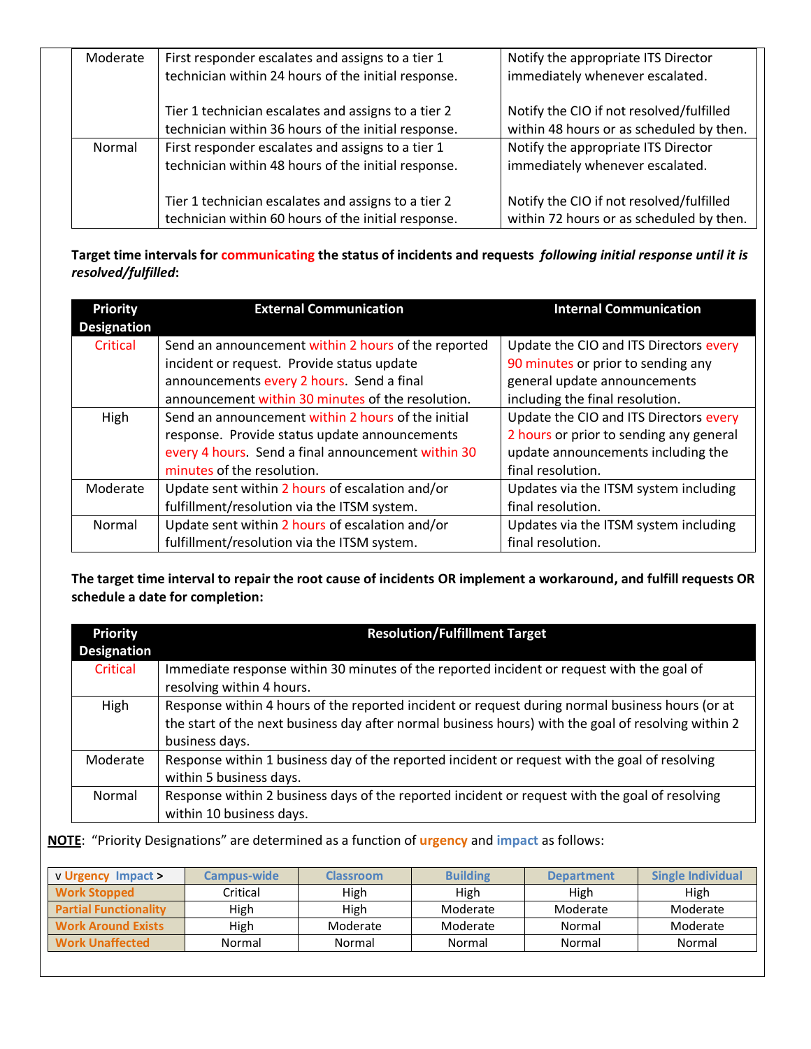| | | |
|---|---|---|
| Moderate | First responder escalates and assigns to a tier 1 technician within 24 hours of the initial response.<br><br>Tier 1 technician escalates and assigns to a tier 2 technician within 36 hours of the initial response. | Notify the appropriate ITS Director immediately whenever escalated.<br><br>Notify the CIO if not resolved/fulfilled within 48 hours or as scheduled by then. |
| Normal | First responder escalates and assigns to a tier 1 technician within 48 hours of the initial response.<br><br>Tier 1 technician escalates and assigns to a tier 2 technician within 60 hours of the initial response. | Notify the appropriate ITS Director immediately whenever escalated.<br><br>Notify the CIO if not resolved/fulfilled within 72 hours or as scheduled by then. |

**Target time intervals for communicating the status of incidents and requests *following initial response until it is resolved/fulfilled*:**

| Priority Designation | External Communication | Internal Communication |
|---|---|---|
| Critical | Send an announcement within 2 hours of the reported incident or request. Provide status update announcements every 2 hours. Send a final announcement within 30 minutes of the resolution. | Update the CIO and ITS Directors every 90 minutes or prior to sending any general update announcements including the final resolution. |
| High | Send an announcement within 2 hours of the initial response. Provide status update announcements every 4 hours. Send a final announcement within 30 minutes of the resolution. | Update the CIO and ITS Directors every 2 hours or prior to sending any general update announcements including the final resolution. |
| Moderate | Update sent within 2 hours of escalation and/or fulfillment/resolution via the ITSM system. | Updates via the ITSM system including final resolution. |
| Normal | Update sent within 2 hours of escalation and/or fulfillment/resolution via the ITSM system. | Updates via the ITSM system including final resolution. |

**The target time interval to repair the root cause of incidents OR implement a workaround, and fulfill requests OR schedule a date for completion:**

| Priority Designation | Resolution/Fulfillment Target |
|---|---|
| Critical | Immediate response within 30 minutes of the reported incident or request with the goal of resolving within 4 hours. |
| High | Response within 4 hours of the reported incident or request during normal business hours (or at the start of the next business day after normal business hours) with the goal of resolving within 2 business days. |
| Moderate | Response within 1 business day of the reported incident or request with the goal of resolving within 5 business days. |
| Normal | Response within 2 business days of the reported incident or request with the goal of resolving within 10 business days. |

**NOTE**: "Priority Designations" are determined as a function of urgency and impact as follows:

| v Urgency Impact > | Campus-wide | Classroom | Building | Department | Single Individual |
|---|---|---|---|---|---|
| Work Stopped | Critical | High | High | High | High |
| Partial Functionality | High | High | Moderate | Moderate | Moderate |
| Work Around Exists | High | Moderate | Moderate | Normal | Moderate |
| Work Unaffected | Normal | Normal | Normal | Normal | Normal |